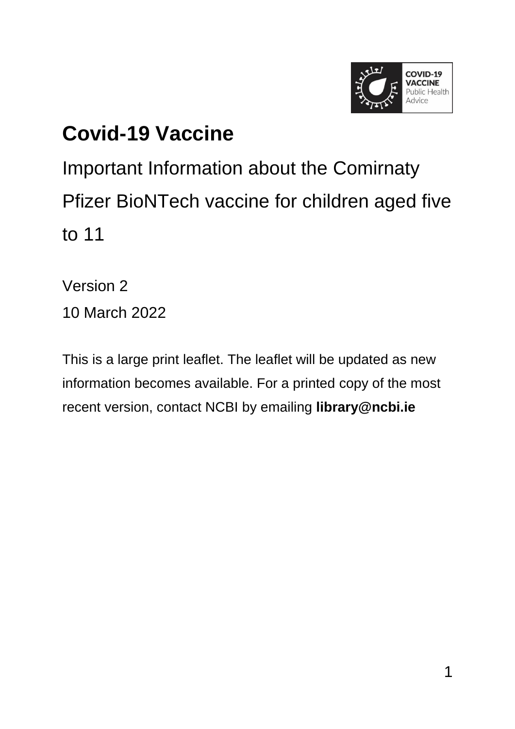# Covid-19 Vaccine

Important Information about the Comirnaty Pfizer BioNTech vaccine for children aged five to 11

Version 2

10 March 2022

This is a large print leaflet. The leaflet will be updated as new information becomes available. For a printed copy of the most recent version, contact NCBI by emailing **library@ncbi.ie**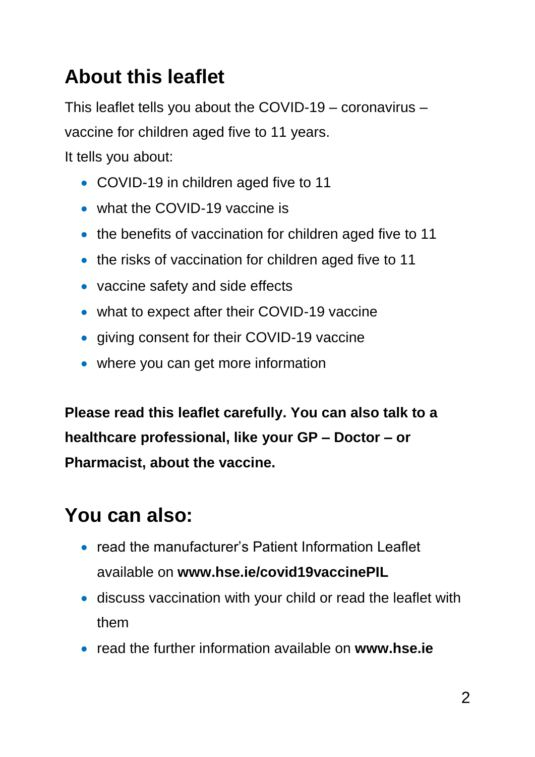## About this leaflet

This leaflet tells you about the COVID-19 – coronavirus – vaccine for children aged five to 11 years.

It tells you about:

- COVID-19 in children aged five to 11
- what the COVID-19 vaccine is
- the benefits of vaccination for children aged five to 11
- the risks of vaccination for children aged five to 11
- vaccine safety and side effects
- what to expect after their COVID-19 vaccine
- giving consent for their COVID-19 vaccine
- where you can get more information

**Please read this leaflet carefully. You can also talk to a healthcare professional, like your GP – Doctor – or Pharmacist, about the vaccine.**

## You can also:

- read the manufacturer's Patient Information Leaflet available on **www.hse.ie/covid19vaccinePIL**
- discuss vaccination with your child or read the leaflet with them
- read the further information available on **www.hse.ie**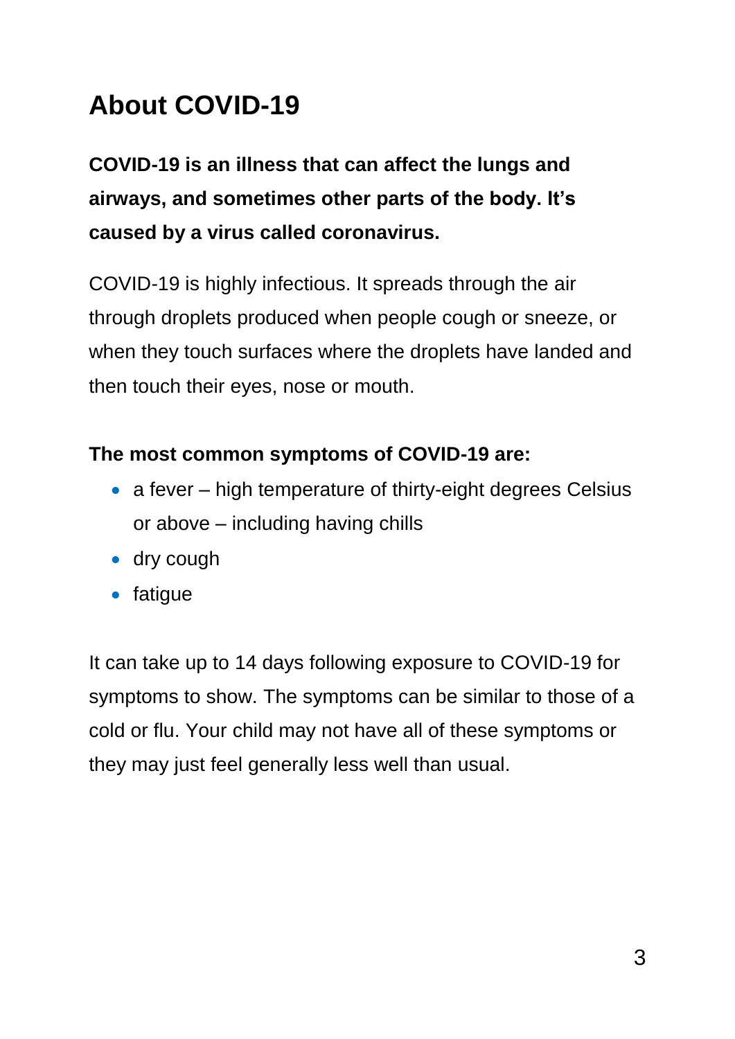# About COVID-19

**COVID-19 is an illness that can affect the lungs and airways, and sometimes other parts of the body. It's caused by a virus called coronavirus.**

COVID-19 is highly infectious. It spreads through the air through droplets produced when people cough or sneeze, or when they touch surfaces where the droplets have landed and then touch their eyes, nose or mouth.

**The most common symptoms of COVID-19 are:**

- a fever – high temperature of thirty-eight degrees Celsius or above – including having chills
- dry cough
- fatigue

It can take up to 14 days following exposure to COVID-19 for symptoms to show. The symptoms can be similar to those of a cold or flu. Your child may not have all of these symptoms or they may just feel generally less well than usual.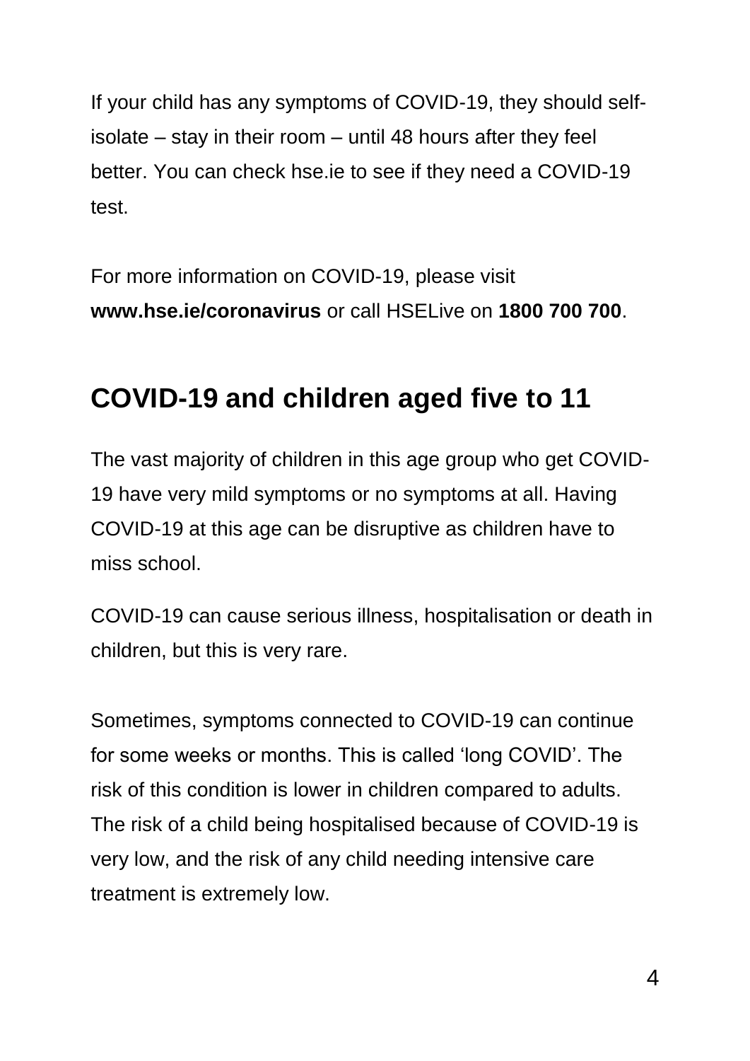If your child has any symptoms of COVID-19, they should self-isolate – stay in their room – until 48 hours after they feel better. You can check hse.ie to see if they need a COVID-19 test.

For more information on COVID-19, please visit **www.hse.ie/coronavirus** or call HSELive on **1800 700 700**.

## COVID-19 and children aged five to 11

The vast majority of children in this age group who get COVID-19 have very mild symptoms or no symptoms at all. Having COVID-19 at this age can be disruptive as children have to miss school.

COVID-19 can cause serious illness, hospitalisation or death in children, but this is very rare.

Sometimes, symptoms connected to COVID-19 can continue for some weeks or months. This is called 'long COVID'. The risk of this condition is lower in children compared to adults. The risk of a child being hospitalised because of COVID-19 is very low, and the risk of any child needing intensive care treatment is extremely low.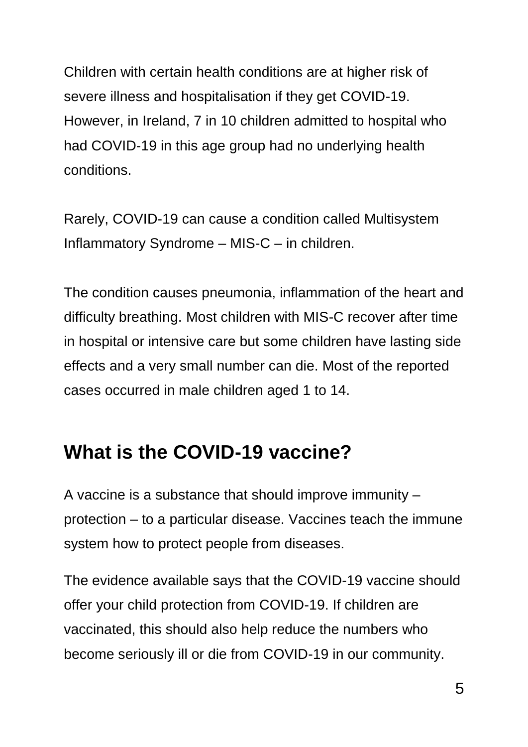Children with certain health conditions are at higher risk of severe illness and hospitalisation if they get COVID-19. However, in Ireland, 7 in 10 children admitted to hospital who had COVID-19 in this age group had no underlying health conditions.

Rarely, COVID-19 can cause a condition called Multisystem Inflammatory Syndrome – MIS-C – in children.

The condition causes pneumonia, inflammation of the heart and difficulty breathing. Most children with MIS-C recover after time in hospital or intensive care but some children have lasting side effects and a very small number can die. Most of the reported cases occurred in male children aged 1 to 14.

## What is the COVID-19 vaccine?

A vaccine is a substance that should improve immunity – protection – to a particular disease. Vaccines teach the immune system how to protect people from diseases.

The evidence available says that the COVID-19 vaccine should offer your child protection from COVID-19. If children are vaccinated, this should also help reduce the numbers who become seriously ill or die from COVID-19 in our community.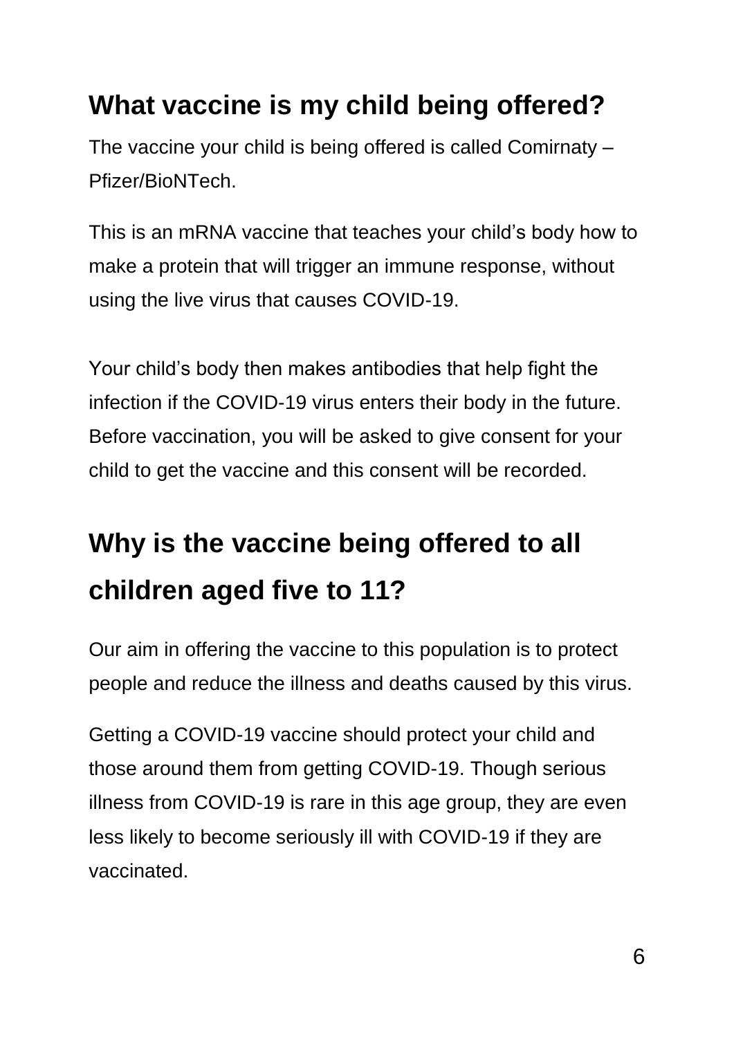## What vaccine is my child being offered?

The vaccine your child is being offered is called Comirnaty – Pfizer/BioNTech.

This is an mRNA vaccine that teaches your child's body how to make a protein that will trigger an immune response, without using the live virus that causes COVID-19.

Your child's body then makes antibodies that help fight the infection if the COVID-19 virus enters their body in the future. Before vaccination, you will be asked to give consent for your child to get the vaccine and this consent will be recorded.

## Why is the vaccine being offered to all children aged five to 11?

Our aim in offering the vaccine to this population is to protect people and reduce the illness and deaths caused by this virus.

Getting a COVID-19 vaccine should protect your child and those around them from getting COVID-19. Though serious illness from COVID-19 is rare in this age group, they are even less likely to become seriously ill with COVID-19 if they are vaccinated.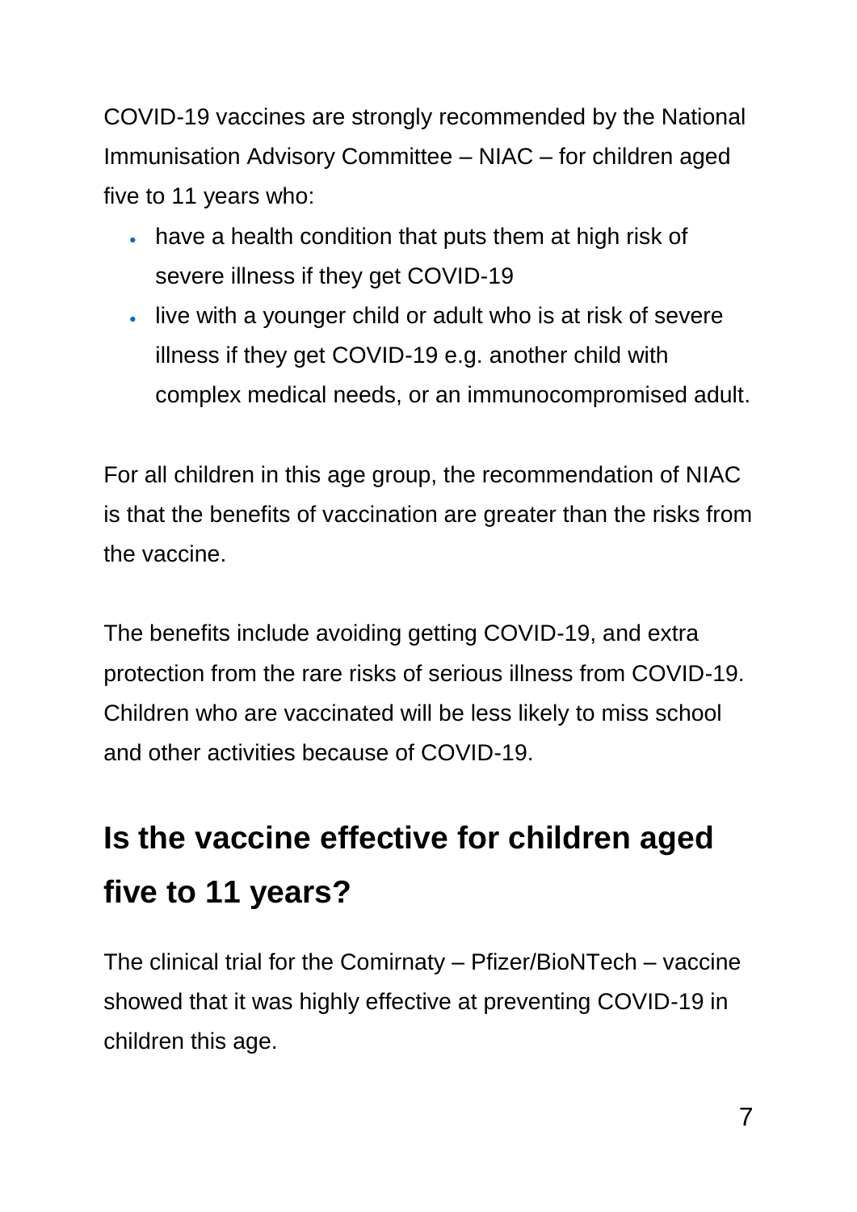COVID-19 vaccines are strongly recommended by the National Immunisation Advisory Committee – NIAC – for children aged five to 11 years who:

- have a health condition that puts them at high risk of severe illness if they get COVID-19
- live with a younger child or adult who is at risk of severe illness if they get COVID-19 e.g. another child with complex medical needs, or an immunocompromised adult.

For all children in this age group, the recommendation of NIAC is that the benefits of vaccination are greater than the risks from the vaccine.

The benefits include avoiding getting COVID-19, and extra protection from the rare risks of serious illness from COVID-19. Children who are vaccinated will be less likely to miss school and other activities because of COVID-19.

## Is the vaccine effective for children aged five to 11 years?

The clinical trial for the Comirnaty – Pfizer/BioNTech – vaccine showed that it was highly effective at preventing COVID-19 in children this age.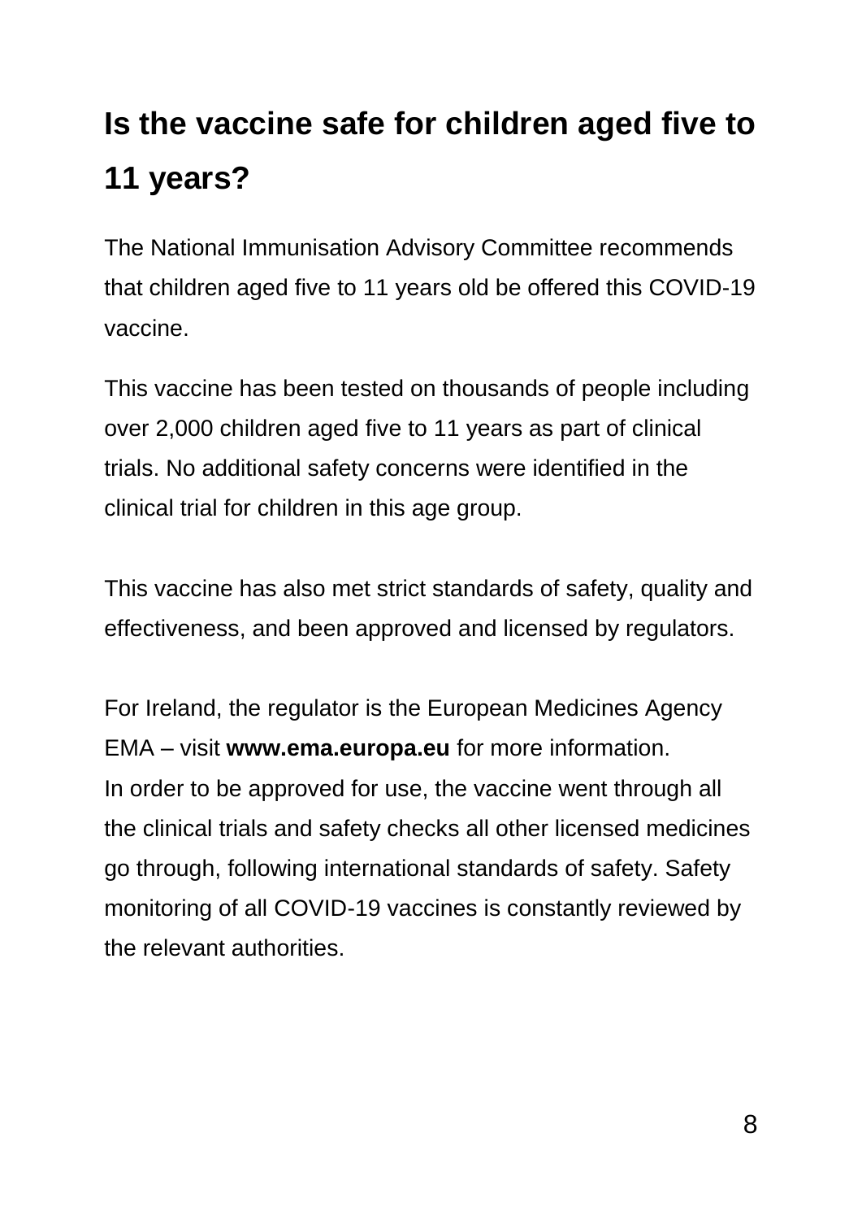## Is the vaccine safe for children aged five to 11 years?

The National Immunisation Advisory Committee recommends that children aged five to 11 years old be offered this COVID-19 vaccine.

This vaccine has been tested on thousands of people including over 2,000 children aged five to 11 years as part of clinical trials. No additional safety concerns were identified in the clinical trial for children in this age group.

This vaccine has also met strict standards of safety, quality and effectiveness, and been approved and licensed by regulators.

For Ireland, the regulator is the European Medicines Agency EMA – visit **www.ema.europa.eu** for more information. In order to be approved for use, the vaccine went through all the clinical trials and safety checks all other licensed medicines go through, following international standards of safety. Safety monitoring of all COVID-19 vaccines is constantly reviewed by the relevant authorities.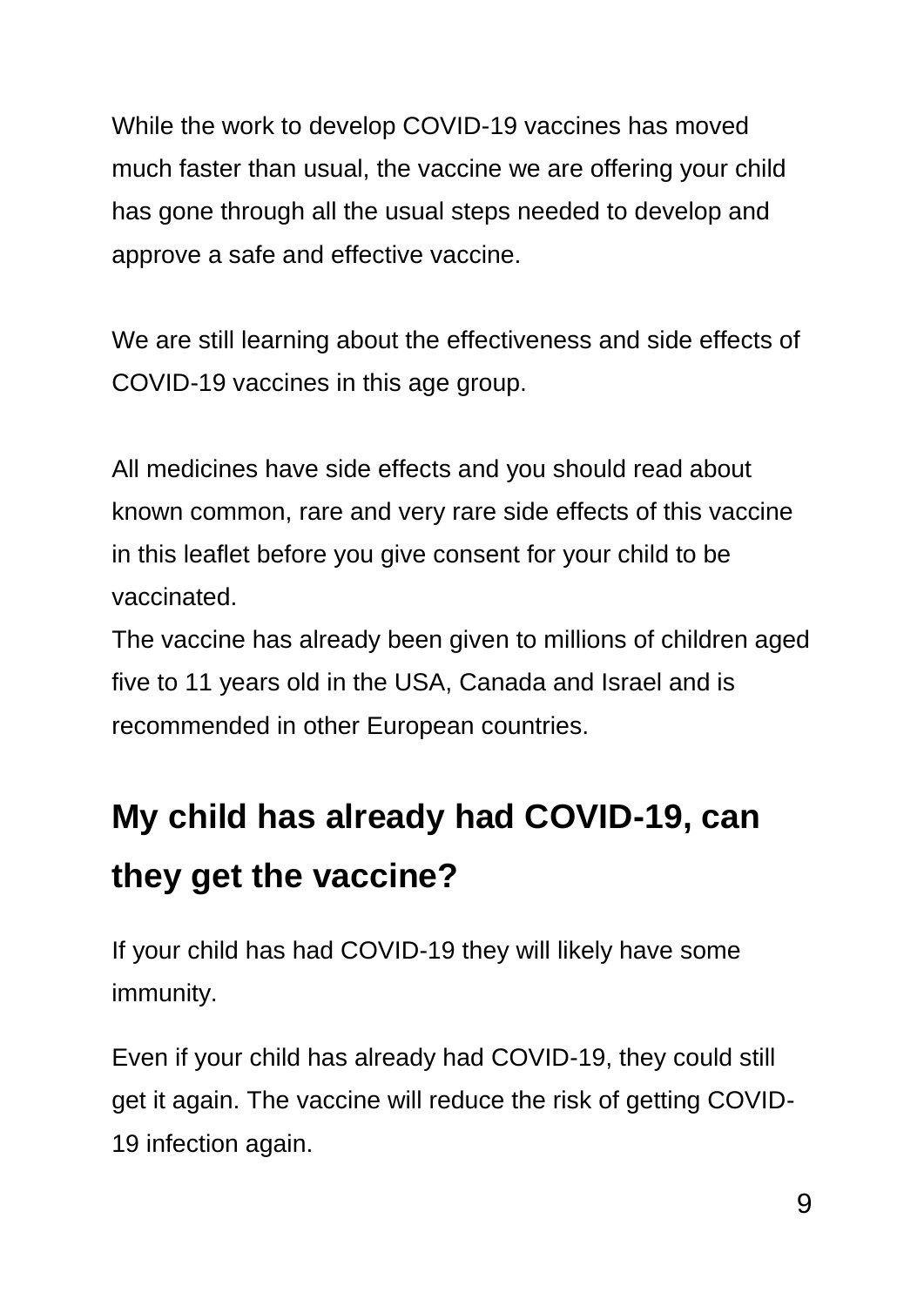While the work to develop COVID-19 vaccines has moved much faster than usual, the vaccine we are offering your child has gone through all the usual steps needed to develop and approve a safe and effective vaccine.

We are still learning about the effectiveness and side effects of COVID-19 vaccines in this age group.

All medicines have side effects and you should read about known common, rare and very rare side effects of this vaccine in this leaflet before you give consent for your child to be vaccinated.
The vaccine has already been given to millions of children aged five to 11 years old in the USA, Canada and Israel and is recommended in other European countries.

## My child has already had COVID-19, can they get the vaccine?

If your child has had COVID-19 they will likely have some immunity.

Even if your child has already had COVID-19, they could still get it again. The vaccine will reduce the risk of getting COVID-19 infection again.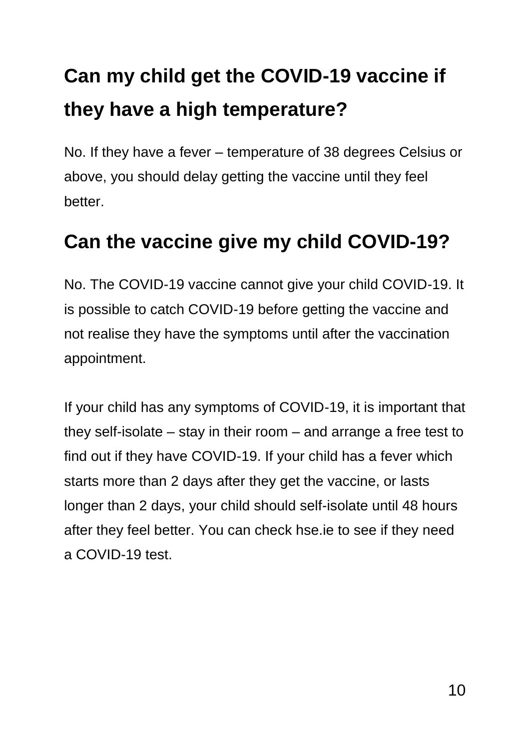## Can my child get the COVID-19 vaccine if they have a high temperature?

No. If they have a fever – temperature of 38 degrees Celsius or above, you should delay getting the vaccine until they feel better.

## Can the vaccine give my child COVID-19?

No. The COVID-19 vaccine cannot give your child COVID-19. It is possible to catch COVID-19 before getting the vaccine and not realise they have the symptoms until after the vaccination appointment.

If your child has any symptoms of COVID-19, it is important that they self-isolate – stay in their room – and arrange a free test to find out if they have COVID-19. If your child has a fever which starts more than 2 days after they get the vaccine, or lasts longer than 2 days, your child should self-isolate until 48 hours after they feel better. You can check hse.ie to see if they need a COVID-19 test.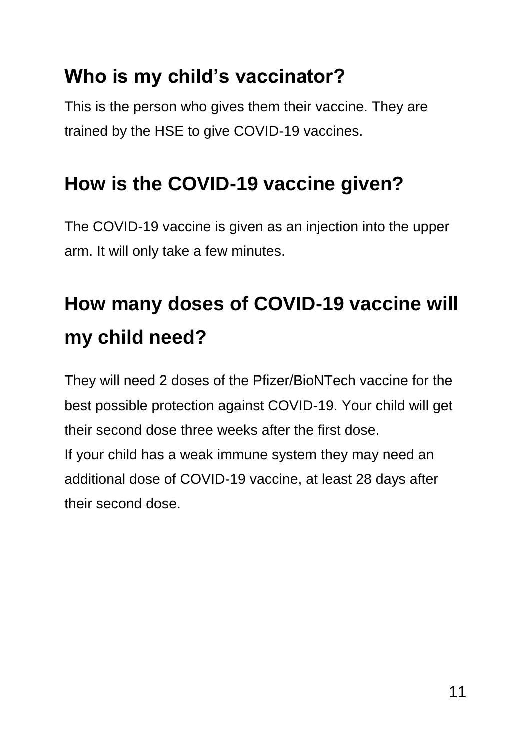## Who is my child's vaccinator?

This is the person who gives them their vaccine. They are trained by the HSE to give COVID-19 vaccines.

## How is the COVID-19 vaccine given?

The COVID-19 vaccine is given as an injection into the upper arm. It will only take a few minutes.

## How many doses of COVID-19 vaccine will my child need?

They will need 2 doses of the Pfizer/BioNTech vaccine for the best possible protection against COVID-19. Your child will get their second dose three weeks after the first dose.
If your child has a weak immune system they may need an additional dose of COVID-19 vaccine, at least 28 days after their second dose.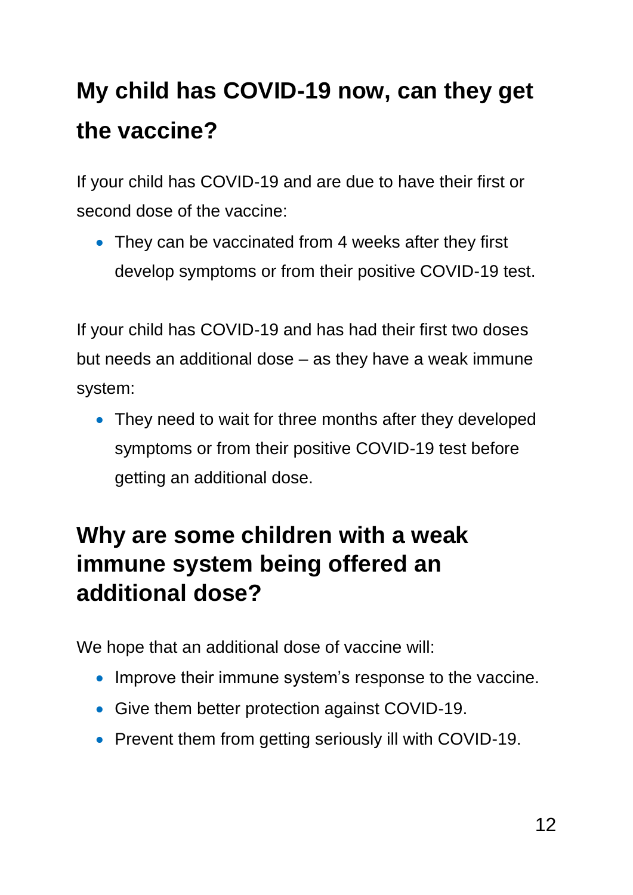## My child has COVID-19 now, can they get the vaccine?

If your child has COVID-19 and are due to have their first or second dose of the vaccine:

- They can be vaccinated from 4 weeks after they first develop symptoms or from their positive COVID-19 test.

If your child has COVID-19 and has had their first two doses but needs an additional dose – as they have a weak immune system:

- They need to wait for three months after they developed symptoms or from their positive COVID-19 test before getting an additional dose.

## Why are some children with a weak immune system being offered an additional dose?

We hope that an additional dose of vaccine will:

- Improve their immune system's response to the vaccine.
- Give them better protection against COVID-19.
- Prevent them from getting seriously ill with COVID-19.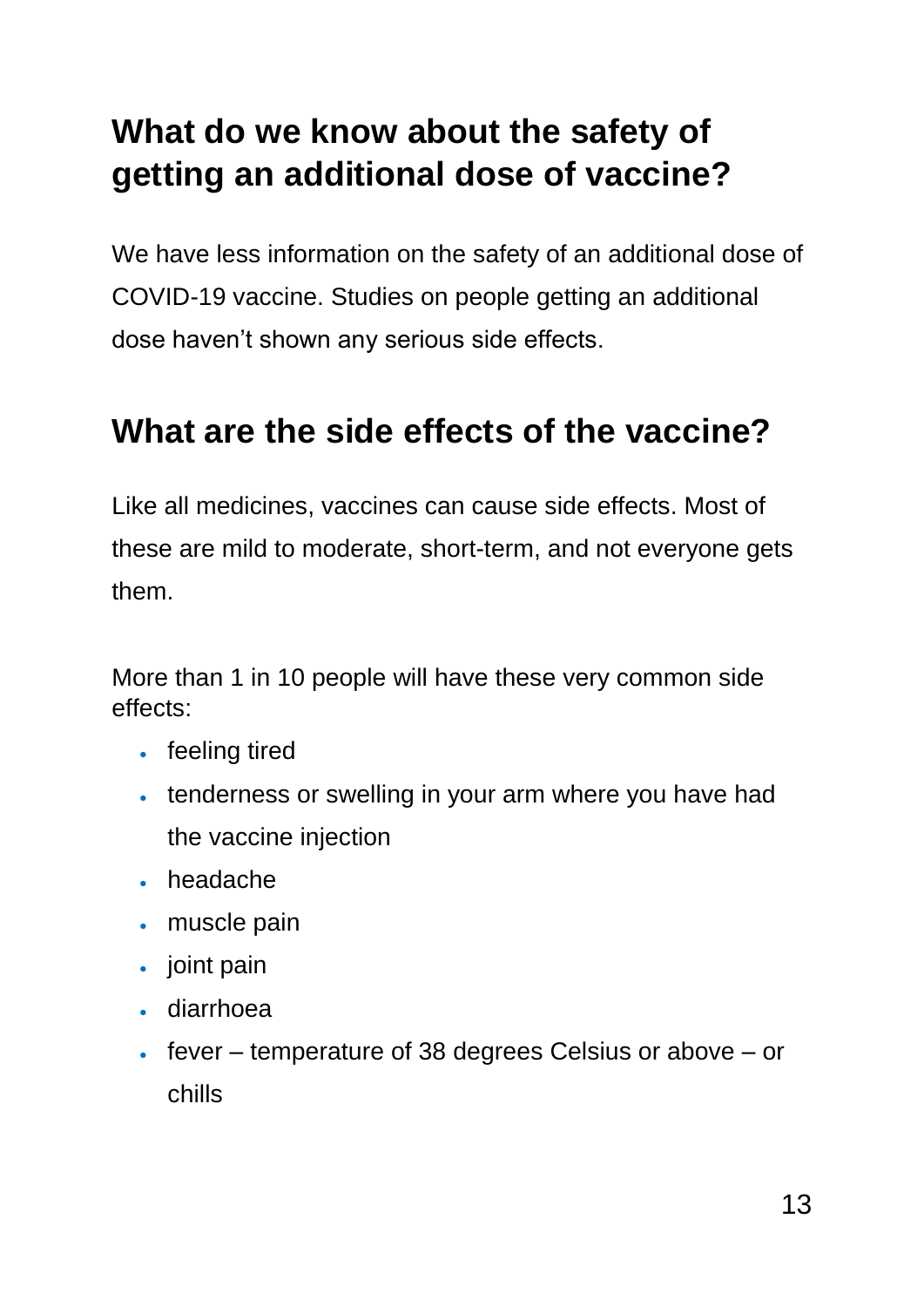## What do we know about the safety of getting an additional dose of vaccine?

We have less information on the safety of an additional dose of COVID-19 vaccine. Studies on people getting an additional dose haven't shown any serious side effects.

## What are the side effects of the vaccine?

Like all medicines, vaccines can cause side effects. Most of these are mild to moderate, short-term, and not everyone gets them.

More than 1 in 10 people will have these very common side effects:

- feeling tired
- tenderness or swelling in your arm where you have had the vaccine injection
- headache
- muscle pain
- joint pain
- diarrhoea
- fever – temperature of 38 degrees Celsius or above – or chills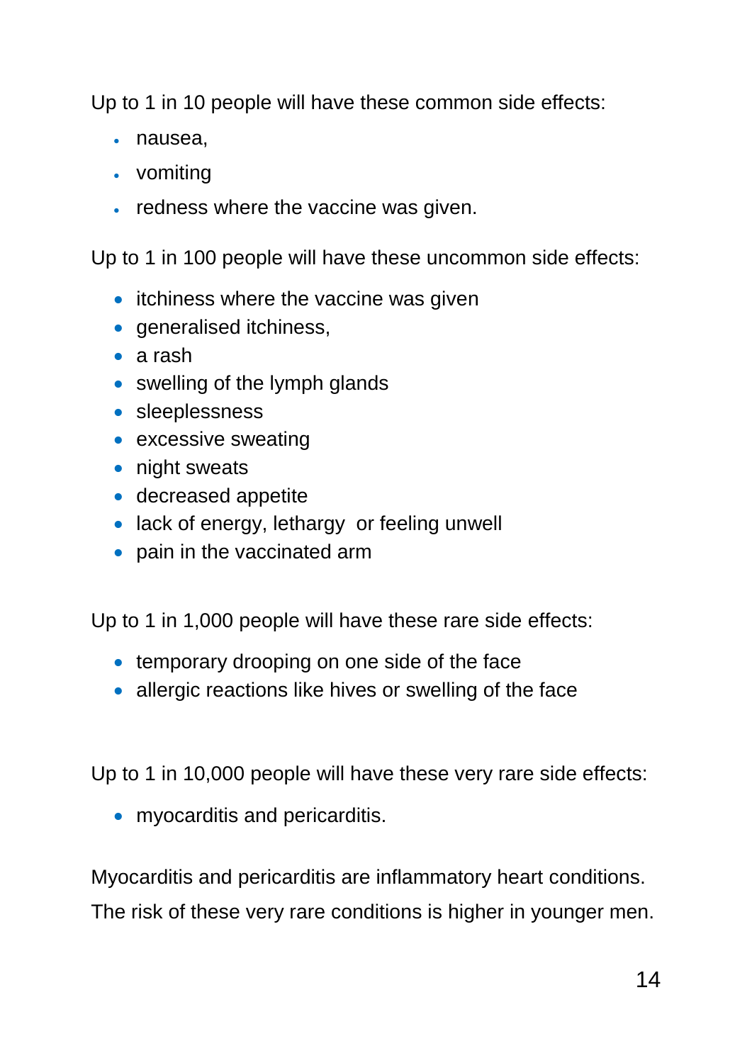Up to 1 in 10 people will have these common side effects:

- nausea,
- vomiting
- redness where the vaccine was given.

Up to 1 in 100 people will have these uncommon side effects:

- itchiness where the vaccine was given
- generalised itchiness,
- a rash
- swelling of the lymph glands
- sleeplessness
- excessive sweating
- night sweats
- decreased appetite
- lack of energy, lethargy or feeling unwell
- pain in the vaccinated arm

Up to 1 in 1,000 people will have these rare side effects:

- temporary drooping on one side of the face
- allergic reactions like hives or swelling of the face

Up to 1 in 10,000 people will have these very rare side effects:

- myocarditis and pericarditis.

Myocarditis and pericarditis are inflammatory heart conditions.
The risk of these very rare conditions is higher in younger men.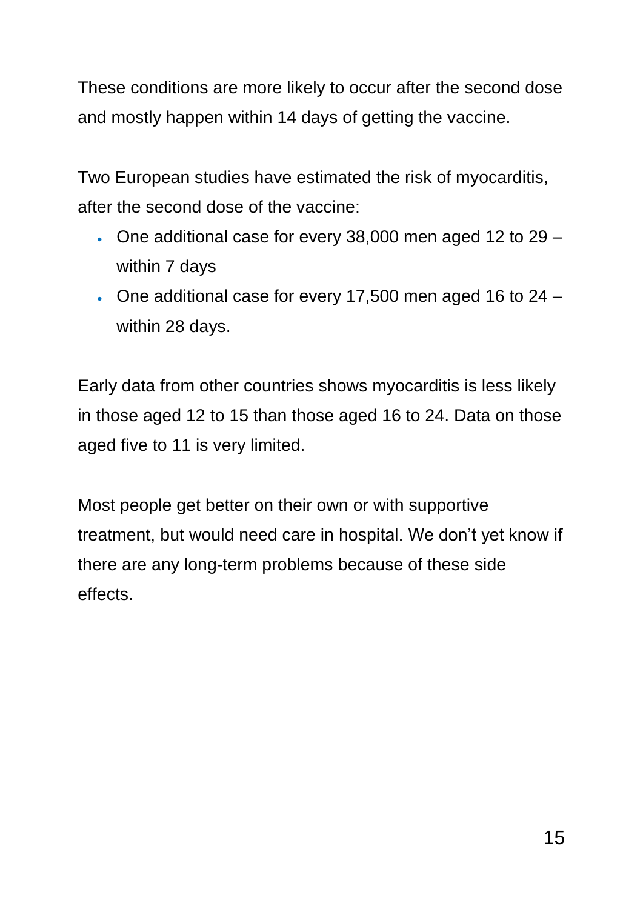These conditions are more likely to occur after the second dose and mostly happen within 14 days of getting the vaccine.

Two European studies have estimated the risk of myocarditis, after the second dose of the vaccine:

- One additional case for every 38,000 men aged 12 to 29 – within 7 days
- One additional case for every 17,500 men aged 16 to 24 – within 28 days.

Early data from other countries shows myocarditis is less likely in those aged 12 to 15 than those aged 16 to 24. Data on those aged five to 11 is very limited.

Most people get better on their own or with supportive treatment, but would need care in hospital. We don't yet know if there are any long-term problems because of these side effects.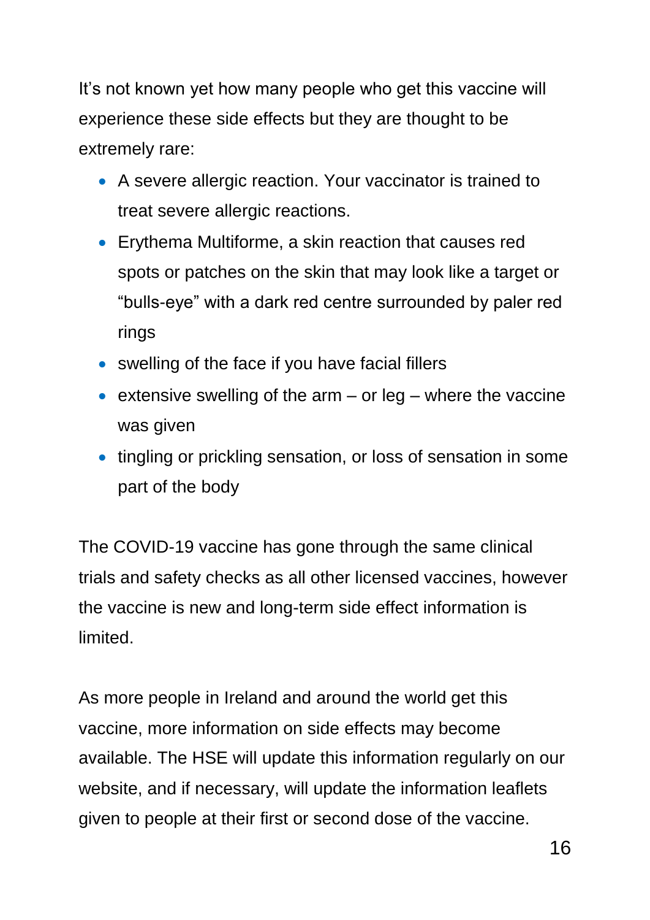It’s not known yet how many people who get this vaccine will experience these side effects but they are thought to be extremely rare:

- A severe allergic reaction. Your vaccinator is trained to treat severe allergic reactions.
- Erythema Multiforme, a skin reaction that causes red spots or patches on the skin that may look like a target or “bulls-eye” with a dark red centre surrounded by paler red rings
- swelling of the face if you have facial fillers
- extensive swelling of the arm – or leg – where the vaccine was given
- tingling or prickling sensation, or loss of sensation in some part of the body

The COVID-19 vaccine has gone through the same clinical trials and safety checks as all other licensed vaccines, however the vaccine is new and long-term side effect information is limited.

As more people in Ireland and around the world get this vaccine, more information on side effects may become available. The HSE will update this information regularly on our website, and if necessary, will update the information leaflets given to people at their first or second dose of the vaccine.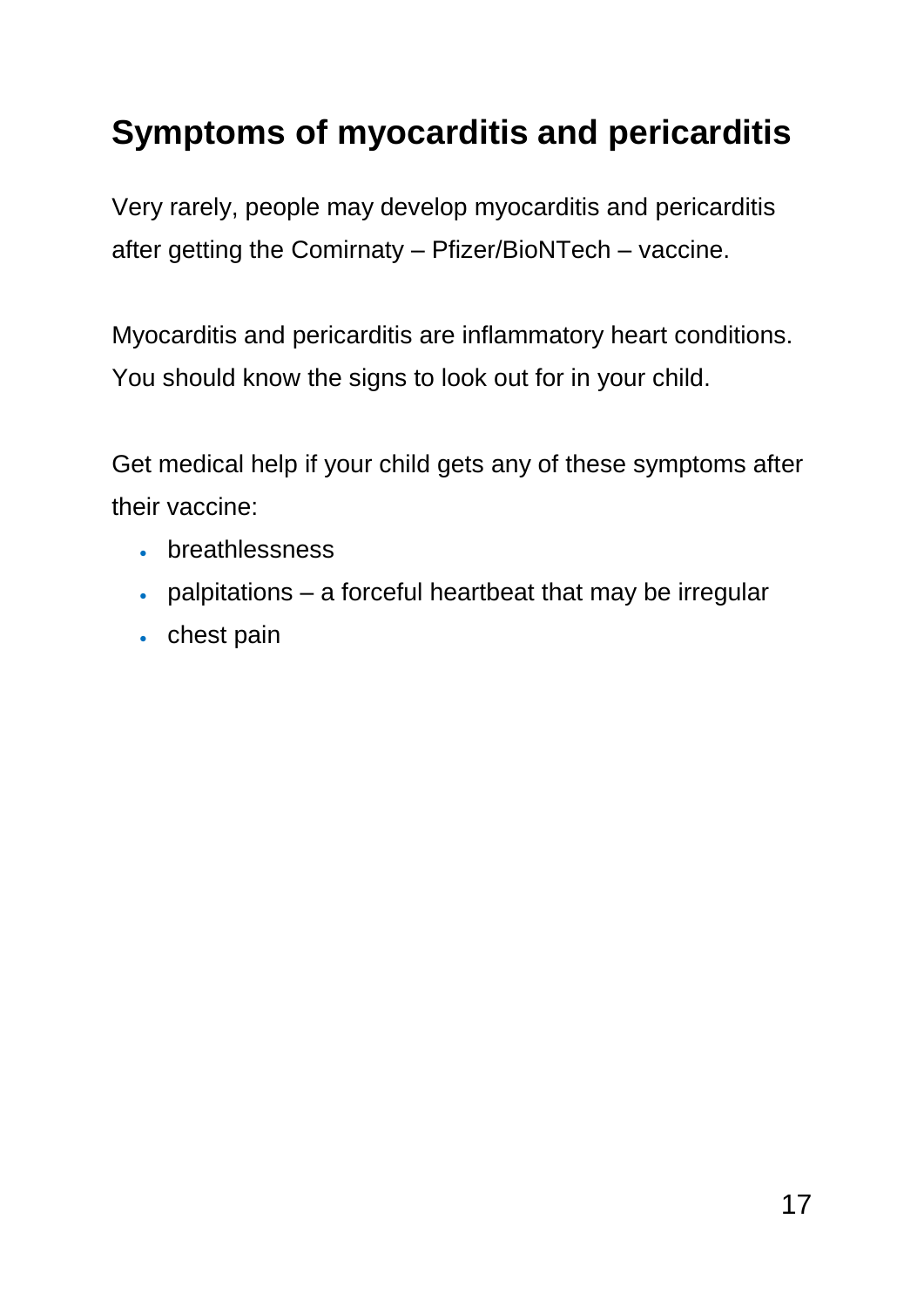## Symptoms of myocarditis and pericarditis

Very rarely, people may develop myocarditis and pericarditis after getting the Comirnaty – Pfizer/BioNTech – vaccine.

Myocarditis and pericarditis are inflammatory heart conditions. You should know the signs to look out for in your child.

Get medical help if your child gets any of these symptoms after their vaccine:

- breathlessness
- palpitations – a forceful heartbeat that may be irregular
- chest pain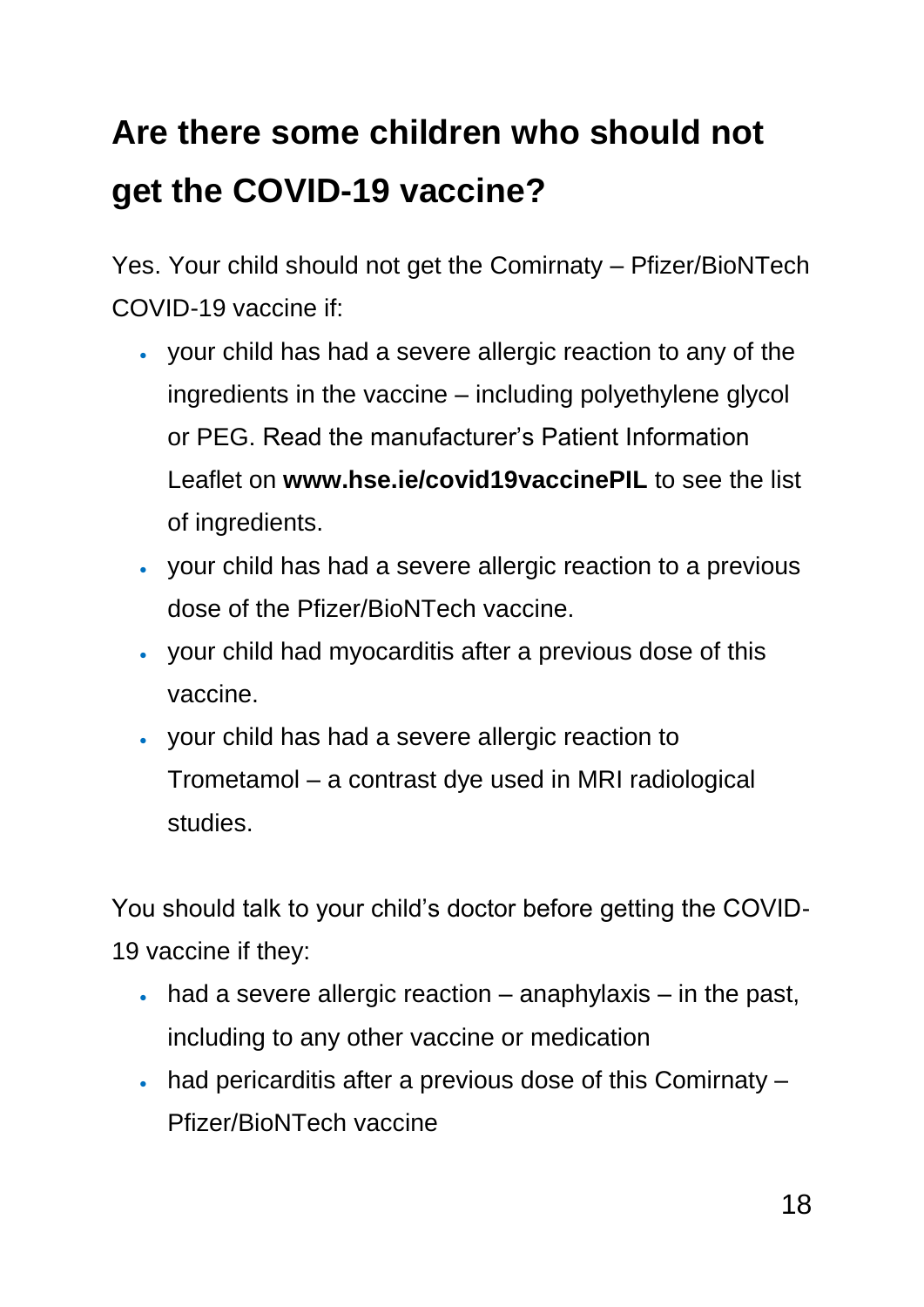## Are there some children who should not get the COVID-19 vaccine?

Yes. Your child should not get the Comirnaty – Pfizer/BioNTech COVID-19 vaccine if:

- your child has had a severe allergic reaction to any of the ingredients in the vaccine – including polyethylene glycol or PEG. Read the manufacturer's Patient Information Leaflet on **www.hse.ie/covid19vaccinePIL** to see the list of ingredients.
- your child has had a severe allergic reaction to a previous dose of the Pfizer/BioNTech vaccine.
- your child had myocarditis after a previous dose of this vaccine.
- your child has had a severe allergic reaction to Trometamol – a contrast dye used in MRI radiological studies.

You should talk to your child's doctor before getting the COVID-19 vaccine if they:

- had a severe allergic reaction – anaphylaxis – in the past, including to any other vaccine or medication
- had pericarditis after a previous dose of this Comirnaty – Pfizer/BioNTech vaccine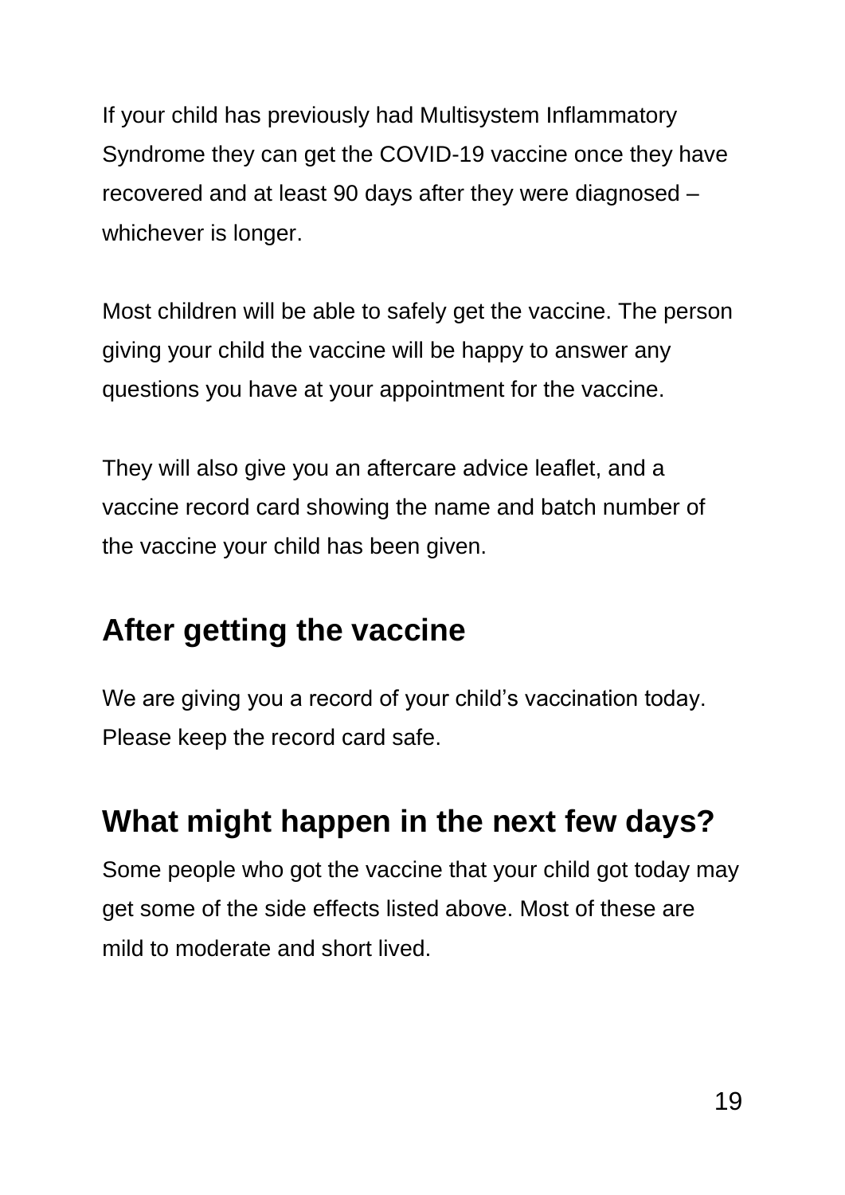If your child has previously had Multisystem Inflammatory Syndrome they can get the COVID-19 vaccine once they have recovered and at least 90 days after they were diagnosed – whichever is longer.

Most children will be able to safely get the vaccine. The person giving your child the vaccine will be happy to answer any questions you have at your appointment for the vaccine.

They will also give you an aftercare advice leaflet, and a vaccine record card showing the name and batch number of the vaccine your child has been given.

## After getting the vaccine

We are giving you a record of your child's vaccination today. Please keep the record card safe.

## What might happen in the next few days?

Some people who got the vaccine that your child got today may get some of the side effects listed above. Most of these are mild to moderate and short lived.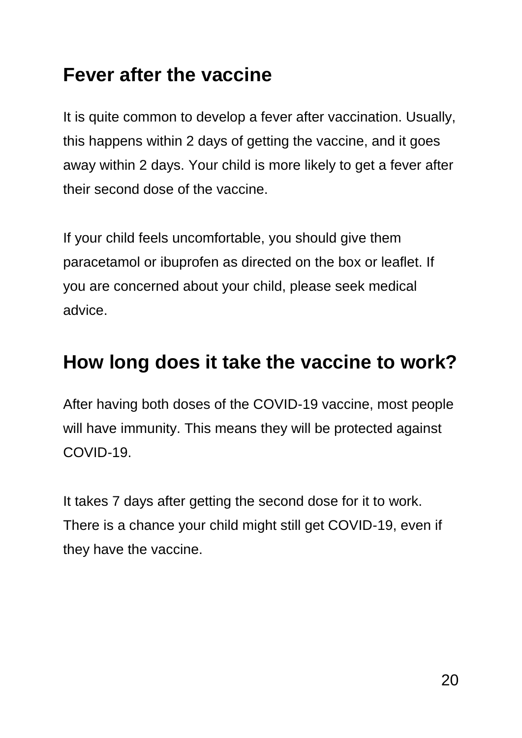## Fever after the vaccine

It is quite common to develop a fever after vaccination. Usually, this happens within 2 days of getting the vaccine, and it goes away within 2 days. Your child is more likely to get a fever after their second dose of the vaccine.

If your child feels uncomfortable, you should give them paracetamol or ibuprofen as directed on the box or leaflet. If you are concerned about your child, please seek medical advice.

## How long does it take the vaccine to work?

After having both doses of the COVID-19 vaccine, most people will have immunity. This means they will be protected against COVID-19.

It takes 7 days after getting the second dose for it to work. There is a chance your child might still get COVID-19, even if they have the vaccine.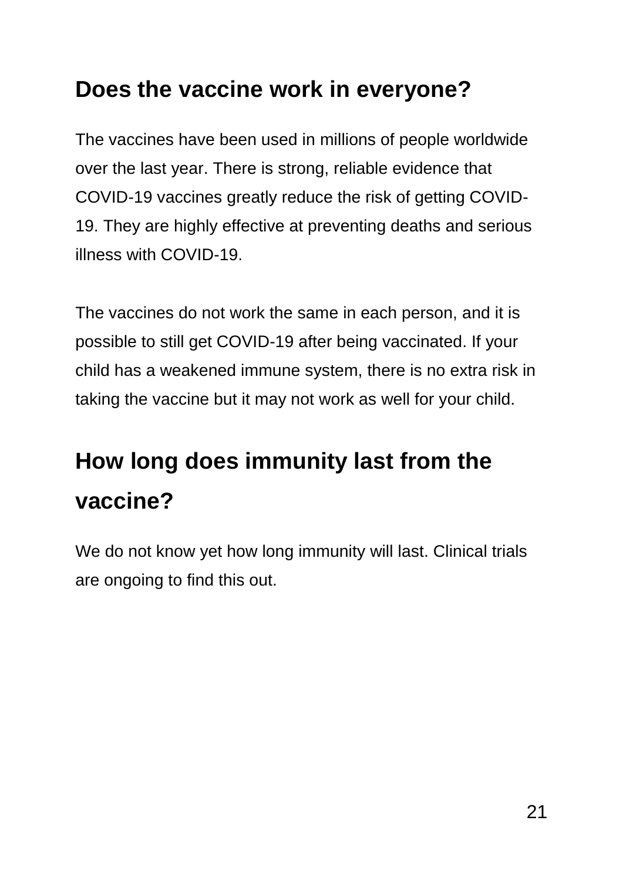## Does the vaccine work in everyone?

The vaccines have been used in millions of people worldwide over the last year. There is strong, reliable evidence that COVID-19 vaccines greatly reduce the risk of getting COVID-19. They are highly effective at preventing deaths and serious illness with COVID-19.

The vaccines do not work the same in each person, and it is possible to still get COVID-19 after being vaccinated. If your child has a weakened immune system, there is no extra risk in taking the vaccine but it may not work as well for your child.

## How long does immunity last from the vaccine?

We do not know yet how long immunity will last. Clinical trials are ongoing to find this out.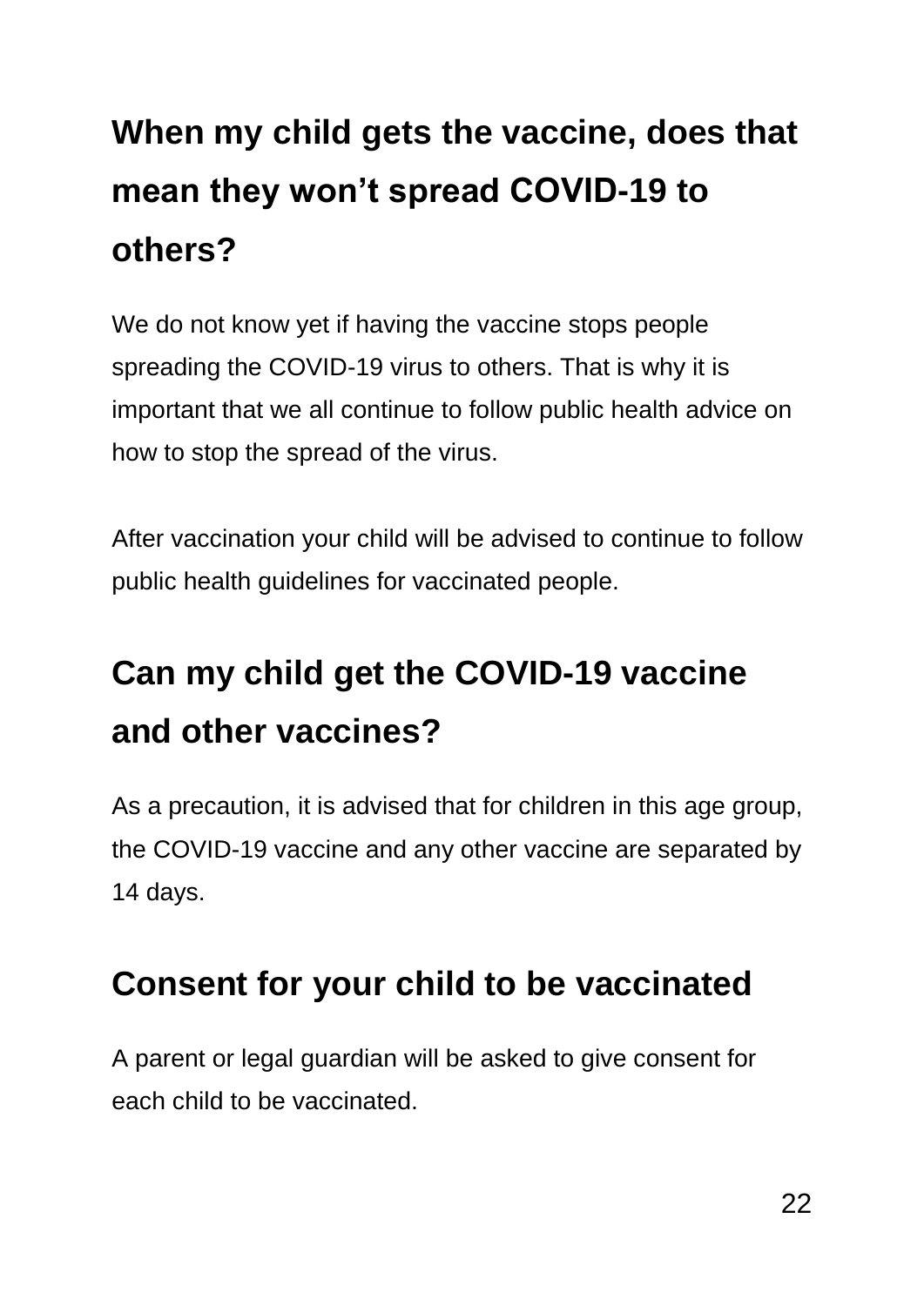## When my child gets the vaccine, does that mean they won’t spread COVID-19 to others?

We do not know yet if having the vaccine stops people spreading the COVID-19 virus to others. That is why it is important that we all continue to follow public health advice on how to stop the spread of the virus.

After vaccination your child will be advised to continue to follow public health guidelines for vaccinated people.

## Can my child get the COVID-19 vaccine and other vaccines?

As a precaution, it is advised that for children in this age group, the COVID-19 vaccine and any other vaccine are separated by 14 days.

## Consent for your child to be vaccinated

A parent or legal guardian will be asked to give consent for each child to be vaccinated.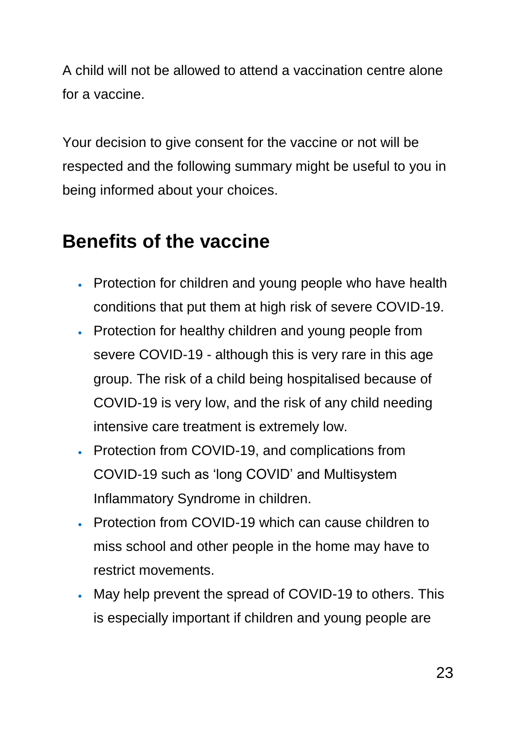A child will not be allowed to attend a vaccination centre alone for a vaccine.

Your decision to give consent for the vaccine or not will be respected and the following summary might be useful to you in being informed about your choices.

## Benefits of the vaccine

- Protection for children and young people who have health conditions that put them at high risk of severe COVID-19.
- Protection for healthy children and young people from severe COVID-19 - although this is very rare in this age group. The risk of a child being hospitalised because of COVID-19 is very low, and the risk of any child needing intensive care treatment is extremely low.
- Protection from COVID-19, and complications from COVID-19 such as 'long COVID' and Multisystem Inflammatory Syndrome in children.
- Protection from COVID-19 which can cause children to miss school and other people in the home may have to restrict movements.
- May help prevent the spread of COVID-19 to others. This is especially important if children and young people are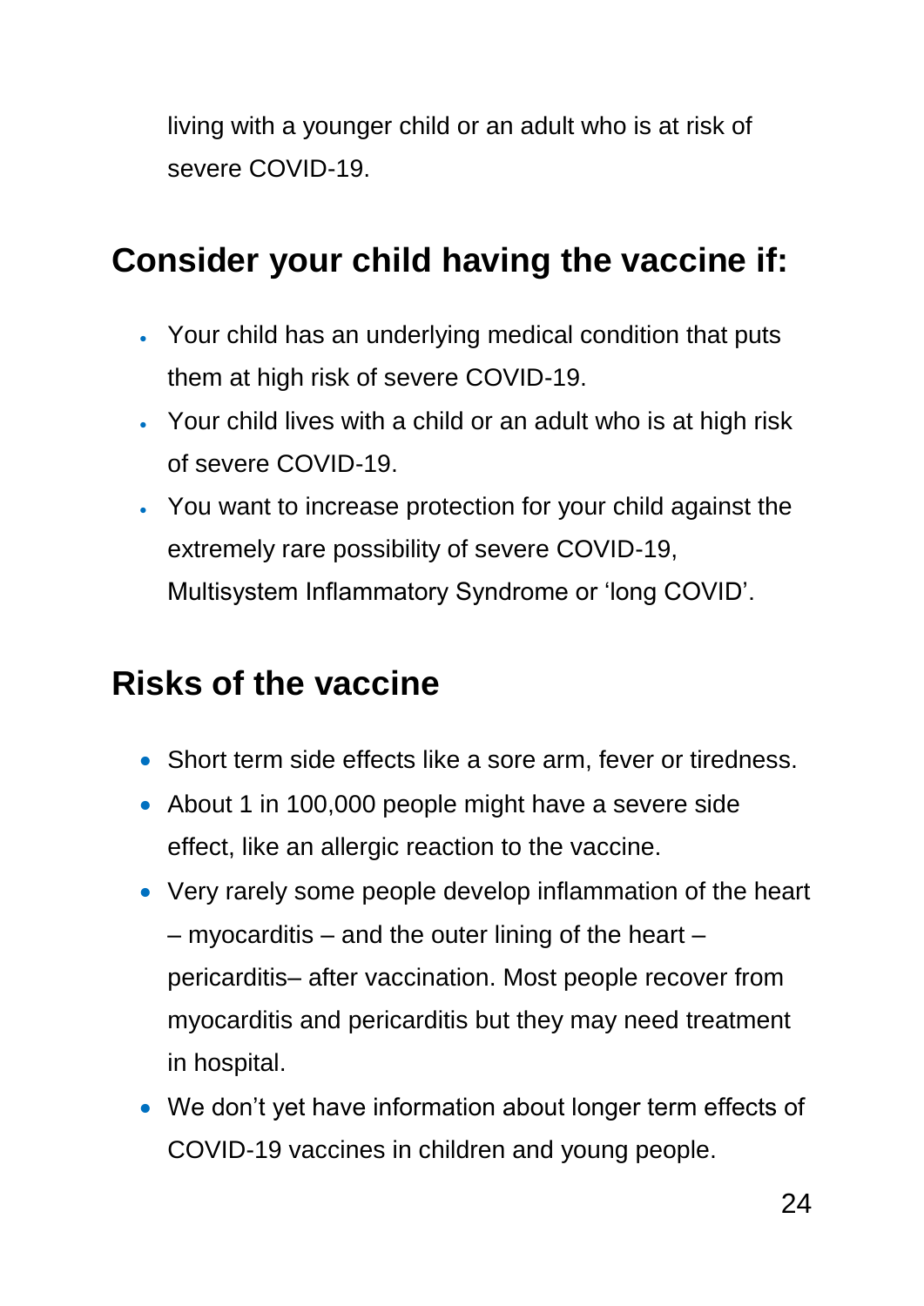living with a younger child or an adult who is at risk of severe COVID-19.

## Consider your child having the vaccine if:

- Your child has an underlying medical condition that puts them at high risk of severe COVID-19.
- Your child lives with a child or an adult who is at high risk of severe COVID-19.
- You want to increase protection for your child against the extremely rare possibility of severe COVID-19, Multisystem Inflammatory Syndrome or 'long COVID'.

## Risks of the vaccine

- Short term side effects like a sore arm, fever or tiredness.
- About 1 in 100,000 people might have a severe side effect, like an allergic reaction to the vaccine.
- Very rarely some people develop inflammation of the heart – myocarditis – and the outer lining of the heart – pericarditis– after vaccination. Most people recover from myocarditis and pericarditis but they may need treatment in hospital.
- We don't yet have information about longer term effects of COVID-19 vaccines in children and young people.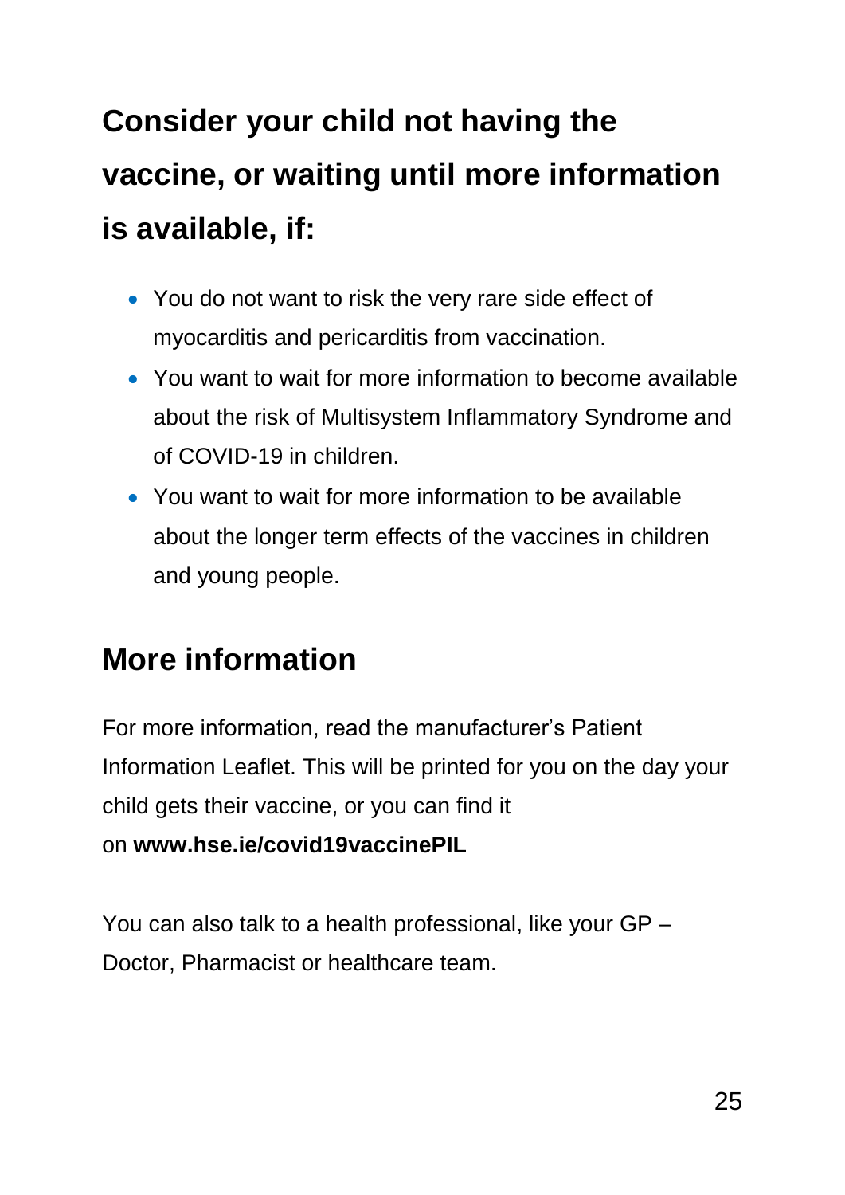## Consider your child not having the vaccine, or waiting until more information is available, if:

- You do not want to risk the very rare side effect of myocarditis and pericarditis from vaccination.
- You want to wait for more information to become available about the risk of Multisystem Inflammatory Syndrome and of COVID-19 in children.
- You want to wait for more information to be available about the longer term effects of the vaccines in children and young people.

## More information

For more information, read the manufacturer's Patient Information Leaflet. This will be printed for you on the day your child gets their vaccine, or you can find it on **www.hse.ie/covid19vaccinePIL**

You can also talk to a health professional, like your GP – Doctor, Pharmacist or healthcare team.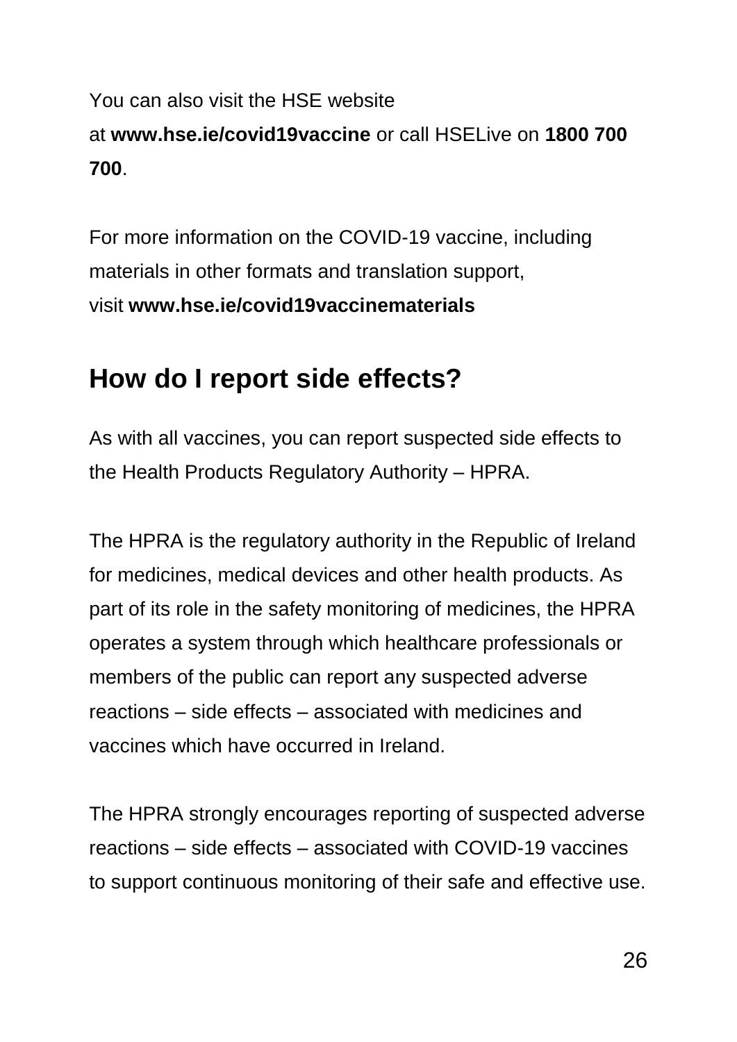You can also visit the HSE website at **www.hse.ie/covid19vaccine** or call HSELive on **1800 700 700**.

For more information on the COVID-19 vaccine, including materials in other formats and translation support, visit **www.hse.ie/covid19vaccinematerials**

## How do I report side effects?

As with all vaccines, you can report suspected side effects to the Health Products Regulatory Authority – HPRA.

The HPRA is the regulatory authority in the Republic of Ireland for medicines, medical devices and other health products. As part of its role in the safety monitoring of medicines, the HPRA operates a system through which healthcare professionals or members of the public can report any suspected adverse reactions – side effects – associated with medicines and vaccines which have occurred in Ireland.

The HPRA strongly encourages reporting of suspected adverse reactions – side effects – associated with COVID-19 vaccines to support continuous monitoring of their safe and effective use.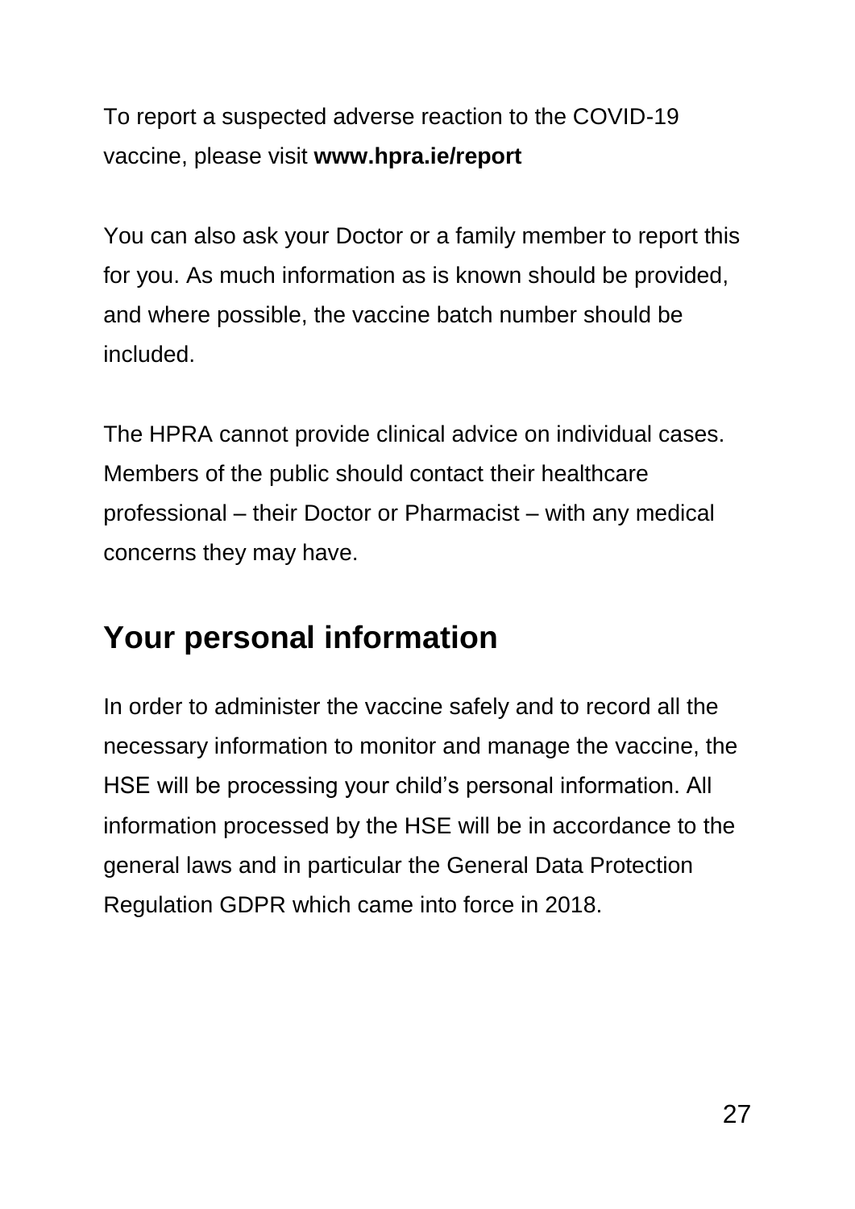To report a suspected adverse reaction to the COVID-19 vaccine, please visit **www.hpra.ie/report**

You can also ask your Doctor or a family member to report this for you. As much information as is known should be provided, and where possible, the vaccine batch number should be included.

The HPRA cannot provide clinical advice on individual cases. Members of the public should contact their healthcare professional – their Doctor or Pharmacist – with any medical concerns they may have.

## Your personal information

In order to administer the vaccine safely and to record all the necessary information to monitor and manage the vaccine, the HSE will be processing your child's personal information. All information processed by the HSE will be in accordance to the general laws and in particular the General Data Protection Regulation GDPR which came into force in 2018.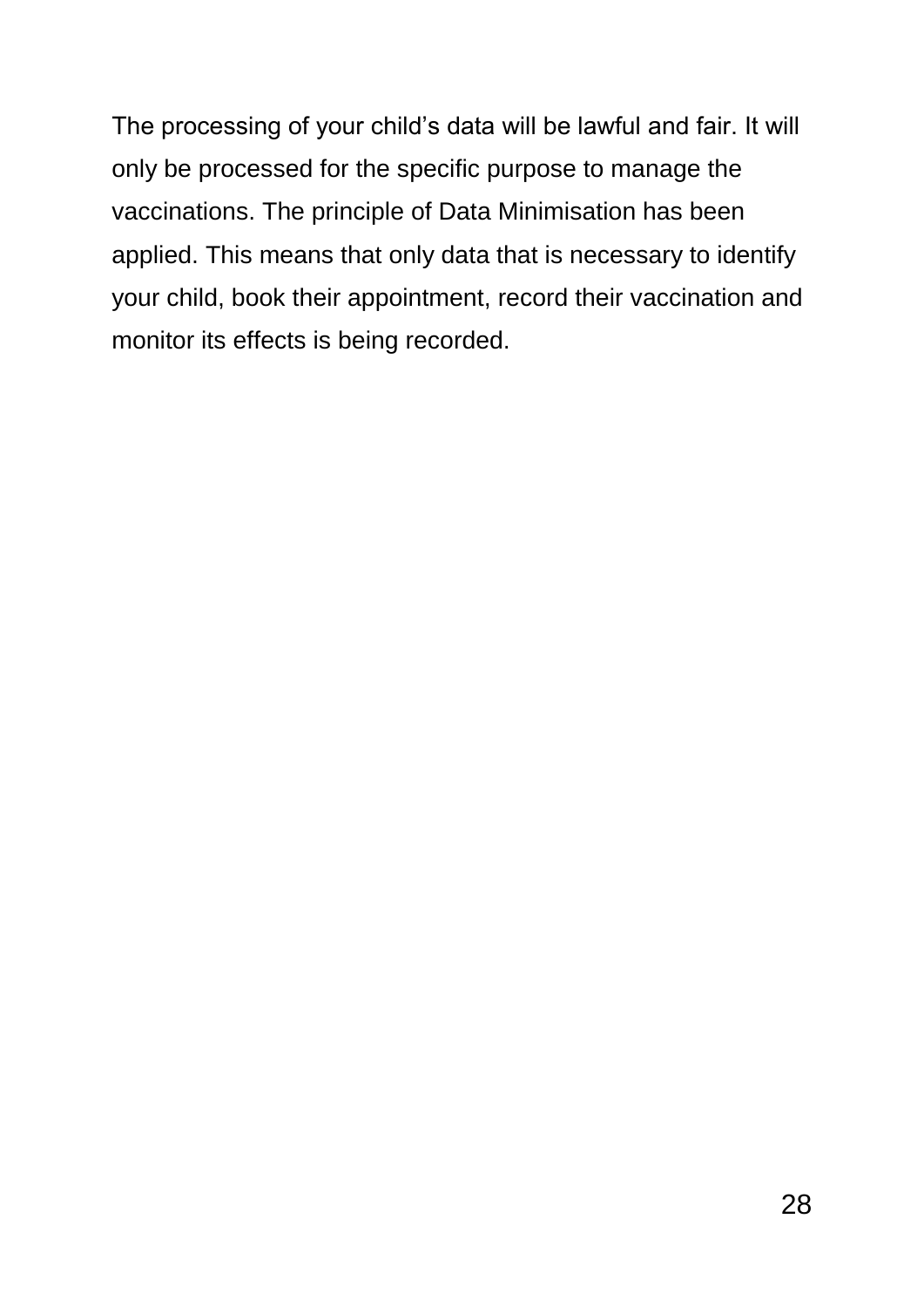The processing of your child’s data will be lawful and fair. It will only be processed for the specific purpose to manage the vaccinations. The principle of Data Minimisation has been applied. This means that only data that is necessary to identify your child, book their appointment, record their vaccination and monitor its effects is being recorded.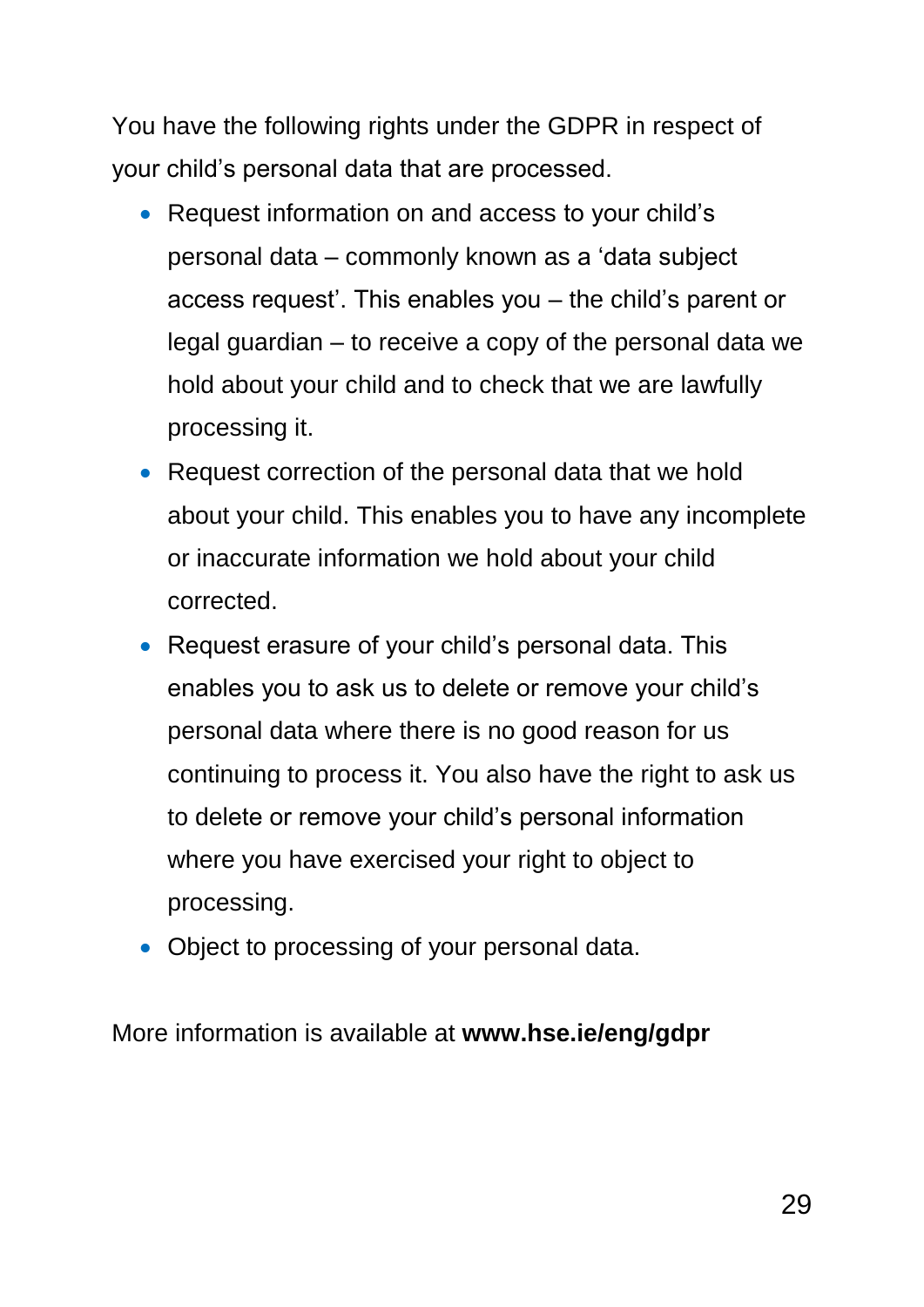You have the following rights under the GDPR in respect of your child's personal data that are processed.

- Request information on and access to your child's personal data – commonly known as a 'data subject access request'. This enables you – the child's parent or legal guardian – to receive a copy of the personal data we hold about your child and to check that we are lawfully processing it.
- Request correction of the personal data that we hold about your child. This enables you to have any incomplete or inaccurate information we hold about your child corrected.
- Request erasure of your child's personal data. This enables you to ask us to delete or remove your child's personal data where there is no good reason for us continuing to process it. You also have the right to ask us to delete or remove your child's personal information where you have exercised your right to object to processing.
- Object to processing of your personal data.

More information is available at **www.hse.ie/eng/gdpr**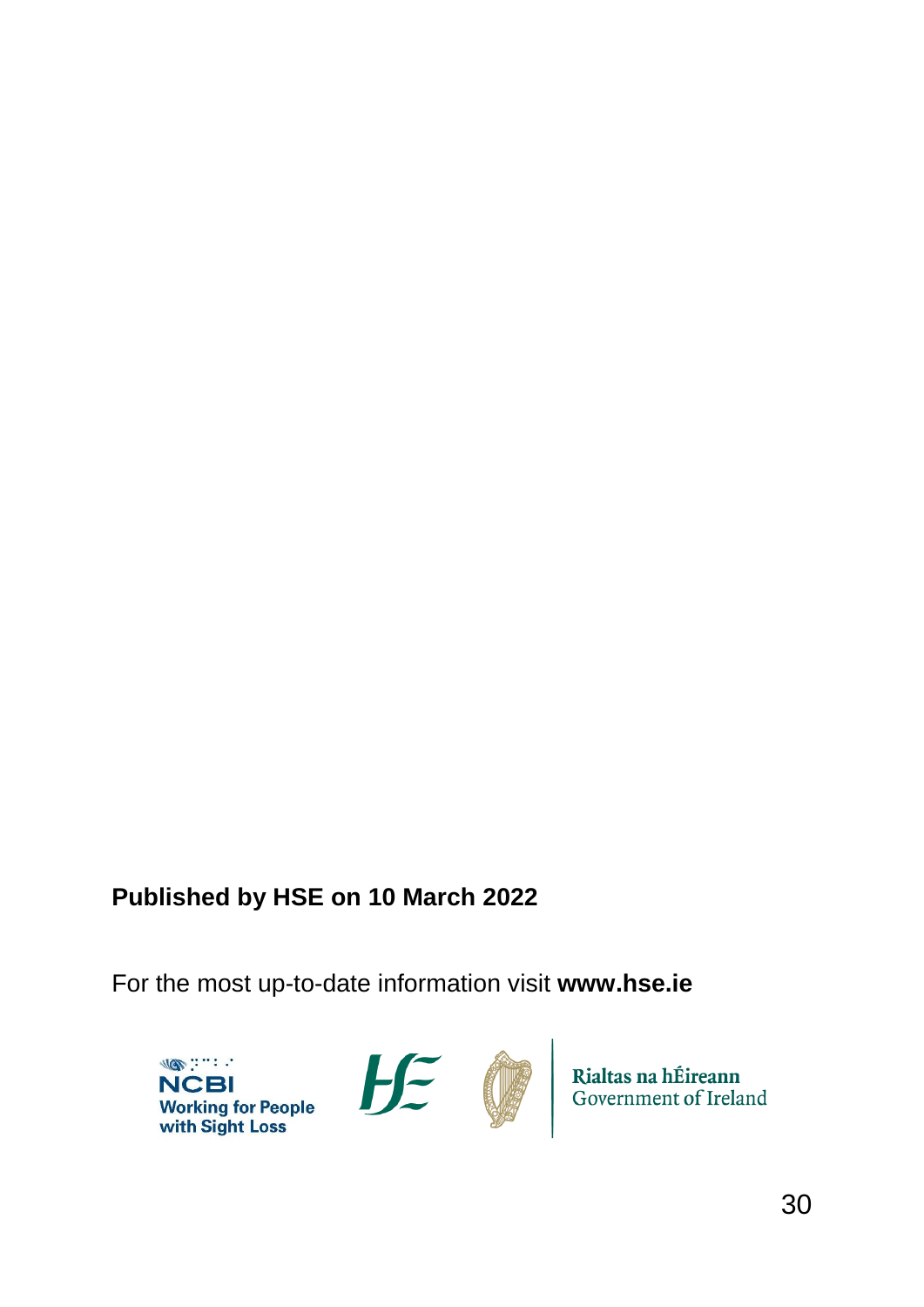**Published by HSE on 10 March 2022**

For the most up-to-date information visit **www.hse.ie**

NCBI Working for People with Sight Loss

Rialtas na hÉireann
Government of Ireland